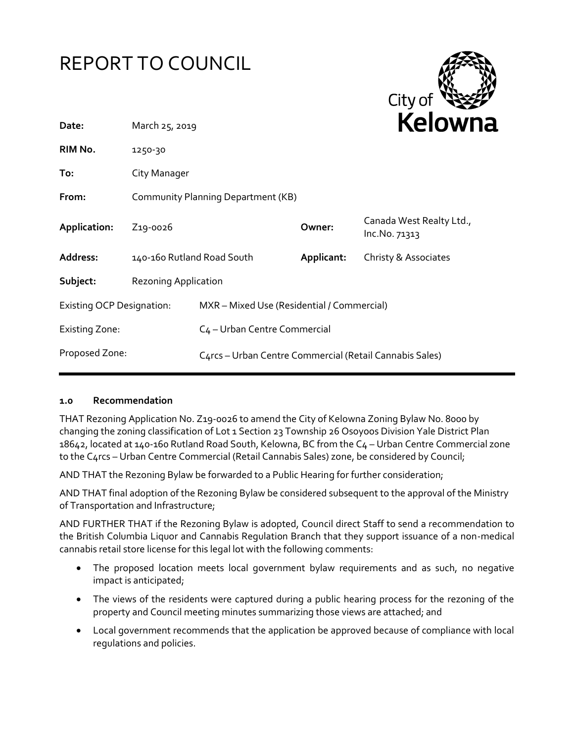# REPORT TO COUNCIL

| | | | |
|---|---|---|---|
| **Date:** | March 25, 2019 | | |
| **RIM No.** | 1250-30 | | |
| **To:** | City Manager | | |
| **From:** | Community Planning Department (KB) | | |
| **Application:** | Z19-0026 | **Owner:** | Canada West Realty Ltd., Inc.No. 71313 |
| **Address:** | 140-160 Rutland Road South | **Applicant:** | Christy & Associates |
| **Subject:** | Rezoning Application | | |
| Existing OCP Designation: | MXR – Mixed Use (Residential / Commercial) | | |
| Existing Zone: | C4 – Urban Centre Commercial | | |
| Proposed Zone: | C4rcs – Urban Centre Commercial (Retail Cannabis Sales) | | |

## 1.0 Recommendation

THAT Rezoning Application No. Z19-0026 to amend the City of Kelowna Zoning Bylaw No. 8000 by changing the zoning classification of Lot 1 Section 23 Township 26 Osoyoos Division Yale District Plan 18642, located at 140-160 Rutland Road South, Kelowna, BC from the C4 – Urban Centre Commercial zone to the C4rcs – Urban Centre Commercial (Retail Cannabis Sales) zone, be considered by Council;

AND THAT the Rezoning Bylaw be forwarded to a Public Hearing for further consideration;

AND THAT final adoption of the Rezoning Bylaw be considered subsequent to the approval of the Ministry of Transportation and Infrastructure;

AND FURTHER THAT if the Rezoning Bylaw is adopted, Council direct Staff to send a recommendation to the British Columbia Liquor and Cannabis Regulation Branch that they support issuance of a non-medical cannabis retail store license for this legal lot with the following comments:

- The proposed location meets local government bylaw requirements and as such, no negative impact is anticipated;
- The views of the residents were captured during a public hearing process for the rezoning of the property and Council meeting minutes summarizing those views are attached; and
- Local government recommends that the application be approved because of compliance with local regulations and policies.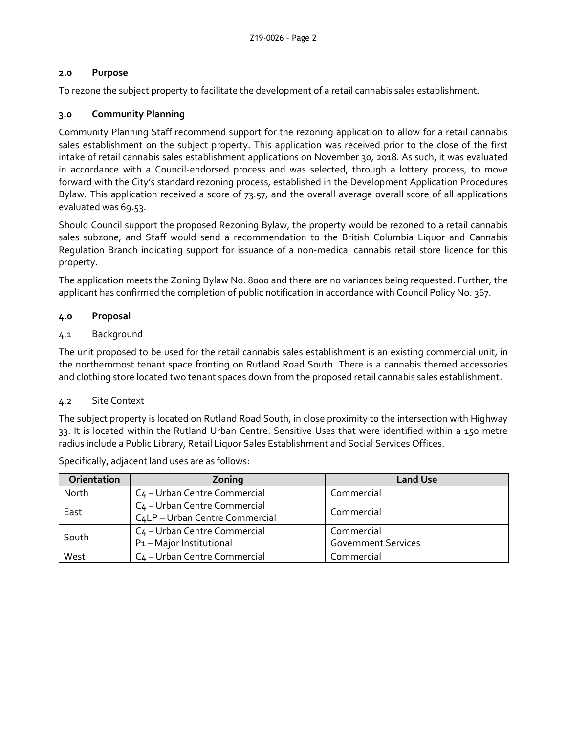## 2.0 Purpose

To rezone the subject property to facilitate the development of a retail cannabis sales establishment.

## 3.0 Community Planning

Community Planning Staff recommend support for the rezoning application to allow for a retail cannabis sales establishment on the subject property. This application was received prior to the close of the first intake of retail cannabis sales establishment applications on November 30, 2018. As such, it was evaluated in accordance with a Council-endorsed process and was selected, through a lottery process, to move forward with the City's standard rezoning process, established in the Development Application Procedures Bylaw. This application received a score of 73.57, and the overall average overall score of all applications evaluated was 69.53.

Should Council support the proposed Rezoning Bylaw, the property would be rezoned to a retail cannabis sales subzone, and Staff would send a recommendation to the British Columbia Liquor and Cannabis Regulation Branch indicating support for issuance of a non-medical cannabis retail store licence for this property.

The application meets the Zoning Bylaw No. 8000 and there are no variances being requested. Further, the applicant has confirmed the completion of public notification in accordance with Council Policy No. 367.

## 4.0 Proposal

### 4.1 Background

The unit proposed to be used for the retail cannabis sales establishment is an existing commercial unit, in the northernmost tenant space fronting on Rutland Road South. There is a cannabis themed accessories and clothing store located two tenant spaces down from the proposed retail cannabis sales establishment.

### 4.2 Site Context

The subject property is located on Rutland Road South, in close proximity to the intersection with Highway 33. It is located within the Rutland Urban Centre. Sensitive Uses that were identified within a 150 metre radius include a Public Library, Retail Liquor Sales Establishment and Social Services Offices.

Specifically, adjacent land uses are as follows:

| Orientation | Zoning | Land Use |
|---|---|---|
| North | C4 – Urban Centre Commercial | Commercial |
| East | C4 – Urban Centre Commercial<br>C4LP – Urban Centre Commercial | Commercial |
| South | C4 – Urban Centre Commercial<br>P1 – Major Institutional | Commercial<br>Government Services |
| West | C4 – Urban Centre Commercial | Commercial |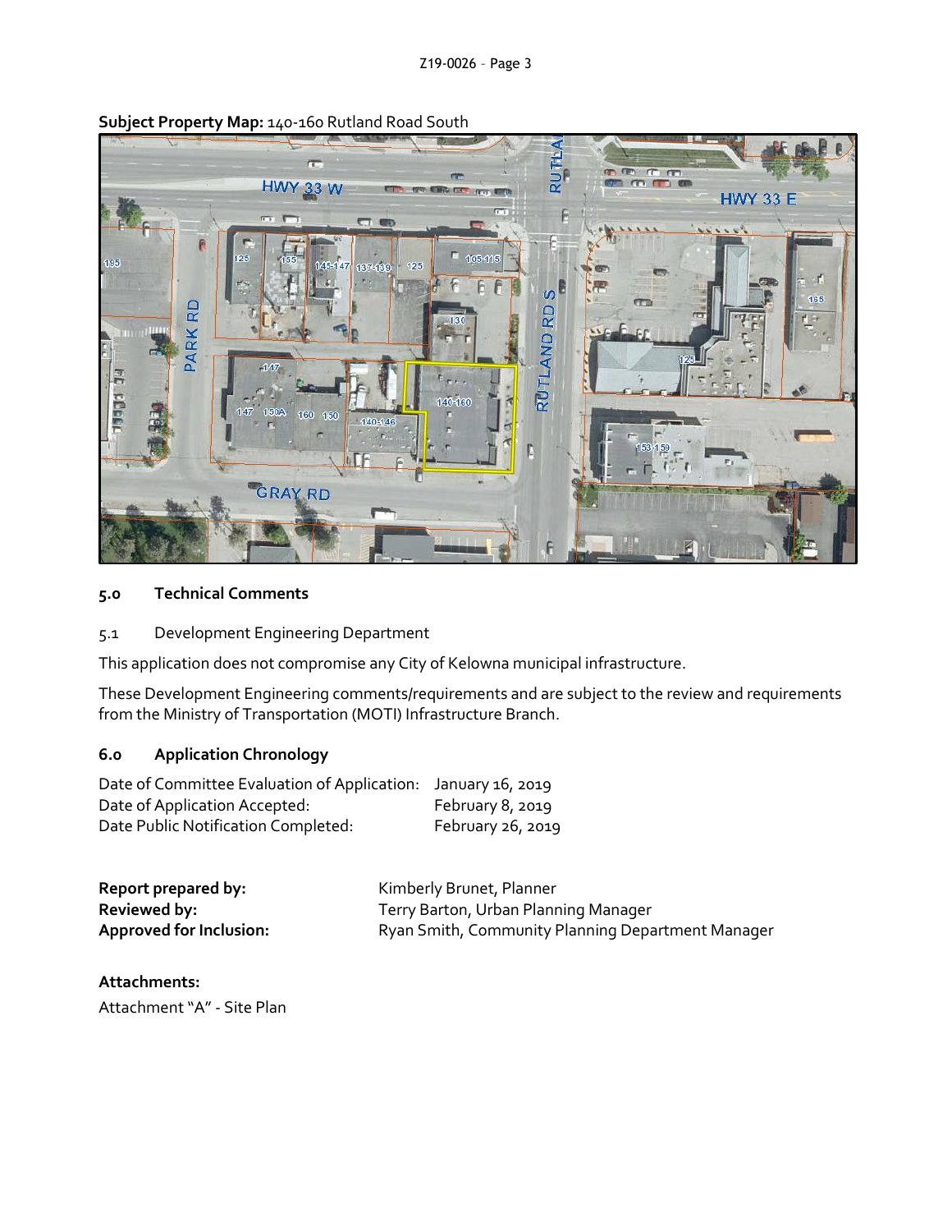**Subject Property Map:** 140-160 Rutland Road South

## 5.0 Technical Comments

5.1 Development Engineering Department

This application does not compromise any City of Kelowna municipal infrastructure.

These Development Engineering comments/requirements and are subject to the review and requirements from the Ministry of Transportation (MOTI) Infrastructure Branch.

## 6.0 Application Chronology

| | |
|---|---|
| Date of Committee Evaluation of Application: | January 16, 2019 |
| Date of Application Accepted: | February 8, 2019 |
| Date Public Notification Completed: | February 26, 2019 |

| | |
|---|---|
| **Report prepared by:** | Kimberly Brunet, Planner |
| **Reviewed by:** | Terry Barton, Urban Planning Manager |
| **Approved for Inclusion:** | Ryan Smith, Community Planning Department Manager |

**Attachments:**

Attachment "A" - Site Plan